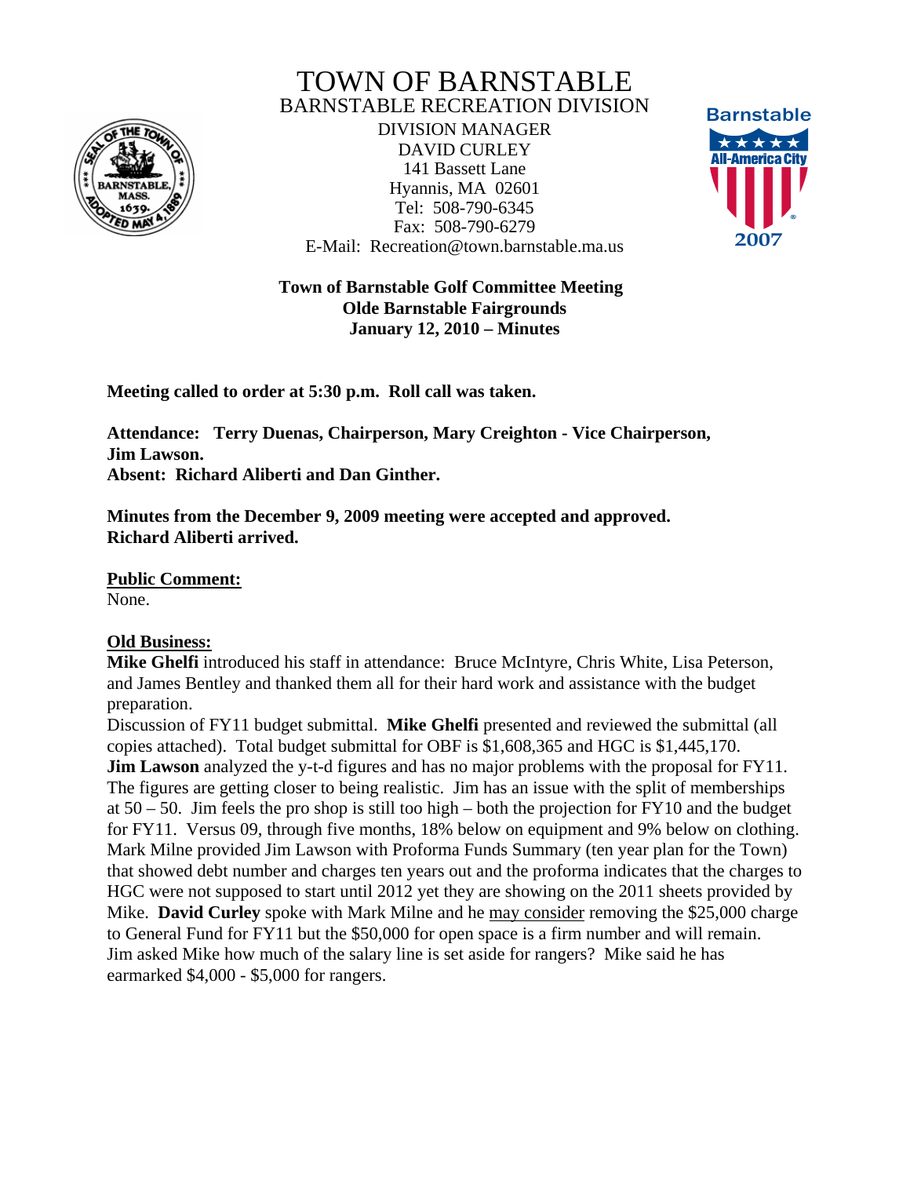# TOWN OF BARNSTABLE
## BARNSTABLE RECREATION DIVISION

DIVISION MANAGER
DAVID CURLEY
141 Bassett Lane
Hyannis, MA 02601
Tel: 508-790-6345
Fax: 508-790-6279
E-Mail: Recreation@town.barnstable.ma.us

**Town of Barnstable Golf Committee Meeting**
**Olde Barnstable Fairgrounds**
**January 12, 2010 – Minutes**

**Meeting called to order at 5:30 p.m. Roll call was taken.**

**Attendance: Terry Duenas, Chairperson, Mary Creighton - Vice Chairperson, Jim Lawson.**
**Absent: Richard Aliberti and Dan Ginther.**

**Minutes from the December 9, 2009 meeting were accepted and approved.**
**Richard Aliberti arrived.**

**Public Comment:**
None.

**Old Business:**
**Mike Ghelfi** introduced his staff in attendance: Bruce McIntyre, Chris White, Lisa Peterson, and James Bentley and thanked them all for their hard work and assistance with the budget preparation.
Discussion of FY11 budget submittal. **Mike Ghelfi** presented and reviewed the submittal (all copies attached). Total budget submittal for OBF is $1,608,365 and HGC is $1,445,170.
**Jim Lawson** analyzed the y-t-d figures and has no major problems with the proposal for FY11. The figures are getting closer to being realistic. Jim has an issue with the split of memberships at 50 – 50. Jim feels the pro shop is still too high – both the projection for FY10 and the budget for FY11. Versus 09, through five months, 18% below on equipment and 9% below on clothing. Mark Milne provided Jim Lawson with Proforma Funds Summary (ten year plan for the Town) that showed debt number and charges ten years out and the proforma indicates that the charges to HGC were not supposed to start until 2012 yet they are showing on the 2011 sheets provided by Mike. **David Curley** spoke with Mark Milne and he may consider removing the $25,000 charge to General Fund for FY11 but the $50,000 for open space is a firm number and will remain.
Jim asked Mike how much of the salary line is set aside for rangers? Mike said he has earmarked $4,000 - $5,000 for rangers.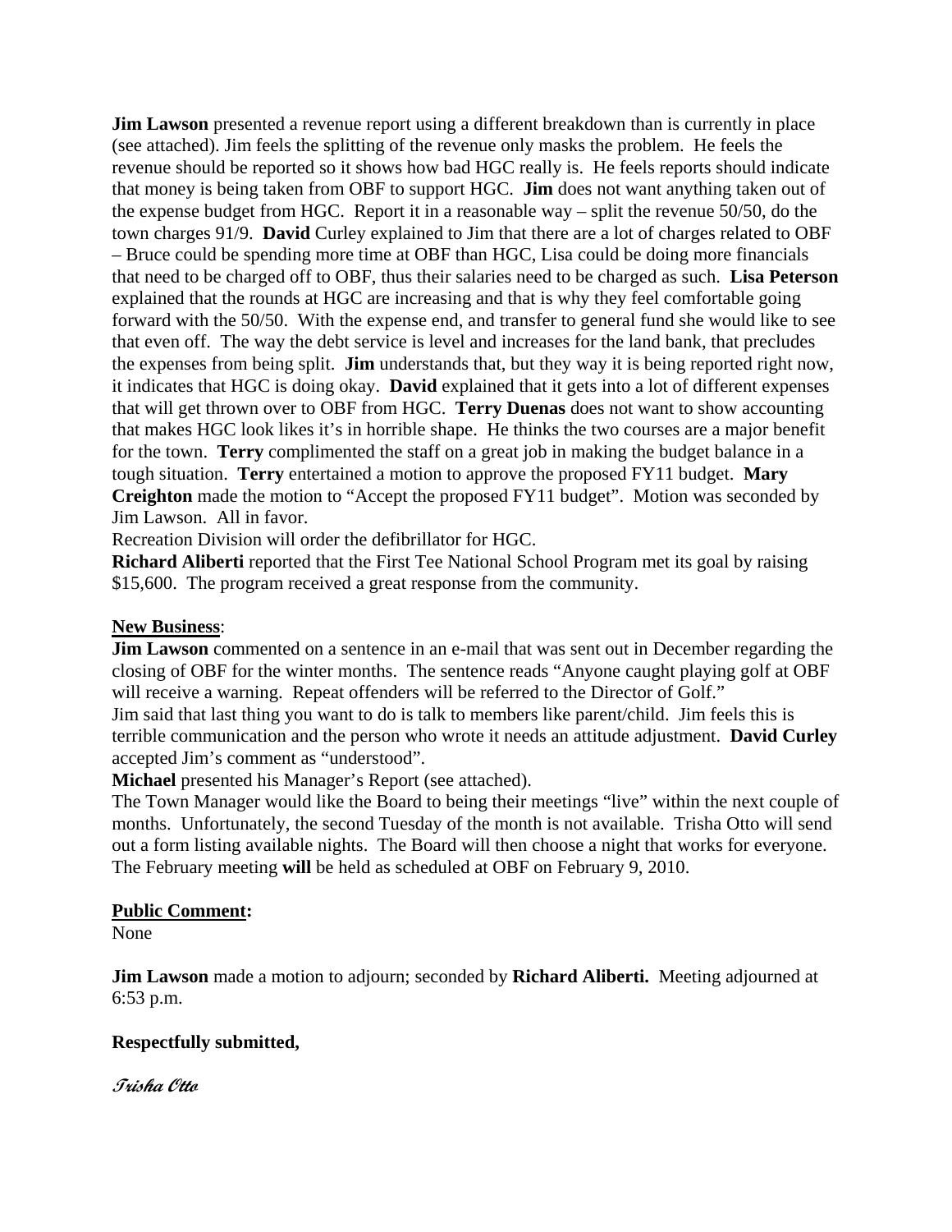**Jim Lawson** presented a revenue report using a different breakdown than is currently in place (see attached). Jim feels the splitting of the revenue only masks the problem. He feels the revenue should be reported so it shows how bad HGC really is. He feels reports should indicate that money is being taken from OBF to support HGC. **Jim** does not want anything taken out of the expense budget from HGC. Report it in a reasonable way – split the revenue 50/50, do the town charges 91/9. **David** Curley explained to Jim that there are a lot of charges related to OBF – Bruce could be spending more time at OBF than HGC, Lisa could be doing more financials that need to be charged off to OBF, thus their salaries need to be charged as such. **Lisa Peterson** explained that the rounds at HGC are increasing and that is why they feel comfortable going forward with the 50/50. With the expense end, and transfer to general fund she would like to see that even off. The way the debt service is level and increases for the land bank, that precludes the expenses from being split. **Jim** understands that, but they way it is being reported right now, it indicates that HGC is doing okay. **David** explained that it gets into a lot of different expenses that will get thrown over to OBF from HGC. **Terry Duenas** does not want to show accounting that makes HGC look likes it's in horrible shape. He thinks the two courses are a major benefit for the town. **Terry** complimented the staff on a great job in making the budget balance in a tough situation. **Terry** entertained a motion to approve the proposed FY11 budget. **Mary Creighton** made the motion to "Accept the proposed FY11 budget". Motion was seconded by Jim Lawson. All in favor.

Recreation Division will order the defibrillator for HGC.

**Richard Aliberti** reported that the First Tee National School Program met its goal by raising \$15,600. The program received a great response from the community.

**New Business**:

**Jim Lawson** commented on a sentence in an e-mail that was sent out in December regarding the closing of OBF for the winter months. The sentence reads "Anyone caught playing golf at OBF will receive a warning. Repeat offenders will be referred to the Director of Golf."

Jim said that last thing you want to do is talk to members like parent/child. Jim feels this is terrible communication and the person who wrote it needs an attitude adjustment. **David Curley** accepted Jim's comment as "understood".

**Michael** presented his Manager's Report (see attached).

The Town Manager would like the Board to being their meetings "live" within the next couple of months. Unfortunately, the second Tuesday of the month is not available. Trisha Otto will send out a form listing available nights. The Board will then choose a night that works for everyone. The February meeting **will** be held as scheduled at OBF on February 9, 2010.

**Public Comment:**

None

**Jim Lawson** made a motion to adjourn; seconded by **Richard Aliberti.** Meeting adjourned at 6:53 p.m.

**Respectfully submitted,**

***Trisha Otto***